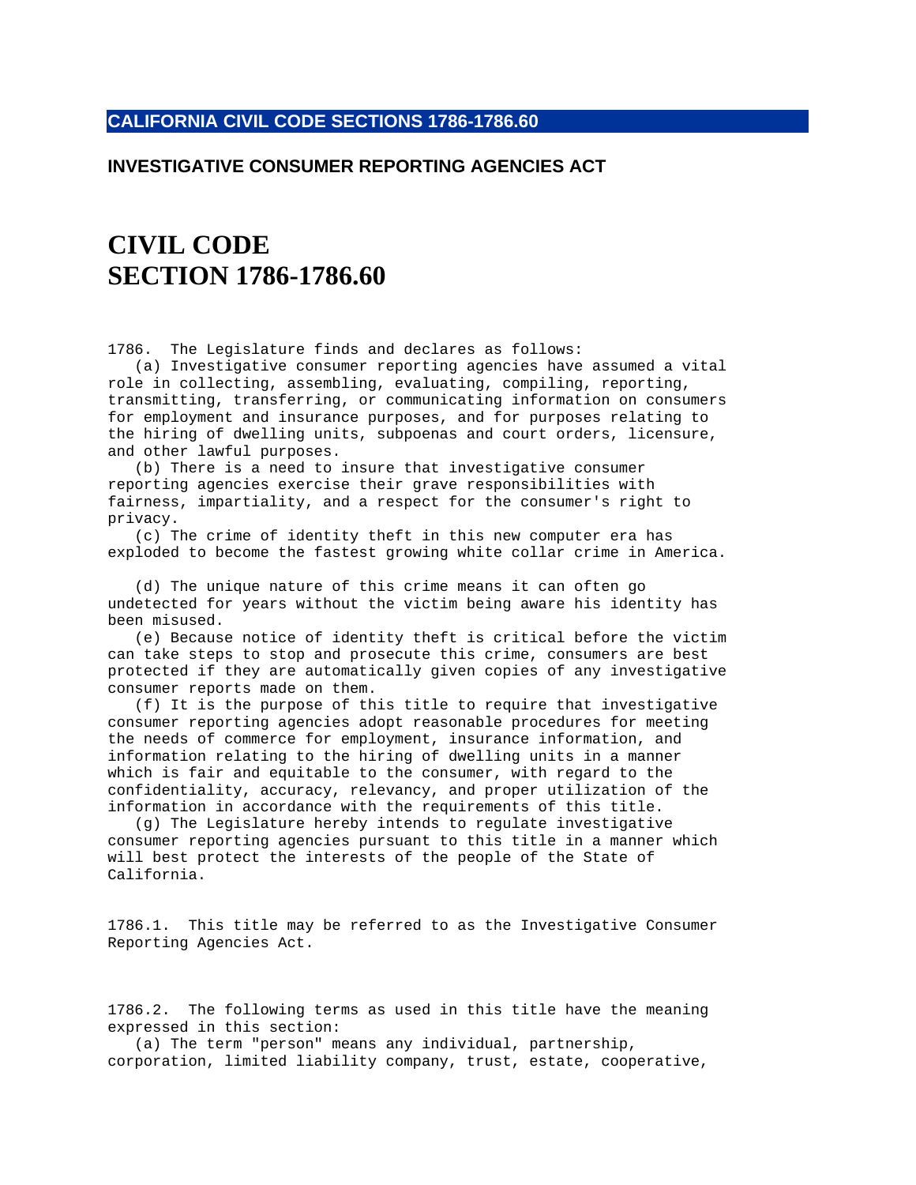## CALIFORNIA CIVIL CODE SECTIONS 1786-1786.60

### INVESTIGATIVE CONSUMER REPORTING AGENCIES ACT

# CIVIL CODE
# SECTION 1786-1786.60

1786. The Legislature finds and declares as follows:

(a) Investigative consumer reporting agencies have assumed a vital role in collecting, assembling, evaluating, compiling, reporting, transmitting, transferring, or communicating information on consumers for employment and insurance purposes, and for purposes relating to the hiring of dwelling units, subpoenas and court orders, licensure, and other lawful purposes.

(b) There is a need to insure that investigative consumer reporting agencies exercise their grave responsibilities with fairness, impartiality, and a respect for the consumer's right to privacy.

(c) The crime of identity theft in this new computer era has exploded to become the fastest growing white collar crime in America.

(d) The unique nature of this crime means it can often go undetected for years without the victim being aware his identity has been misused.

(e) Because notice of identity theft is critical before the victim can take steps to stop and prosecute this crime, consumers are best protected if they are automatically given copies of any investigative consumer reports made on them.

(f) It is the purpose of this title to require that investigative consumer reporting agencies adopt reasonable procedures for meeting the needs of commerce for employment, insurance information, and information relating to the hiring of dwelling units in a manner which is fair and equitable to the consumer, with regard to the confidentiality, accuracy, relevancy, and proper utilization of the information in accordance with the requirements of this title.

(g) The Legislature hereby intends to regulate investigative consumer reporting agencies pursuant to this title in a manner which will best protect the interests of the people of the State of California.

1786.1. This title may be referred to as the Investigative Consumer Reporting Agencies Act.

1786.2. The following terms as used in this title have the meaning expressed in this section:

(a) The term "person" means any individual, partnership, corporation, limited liability company, trust, estate, cooperative,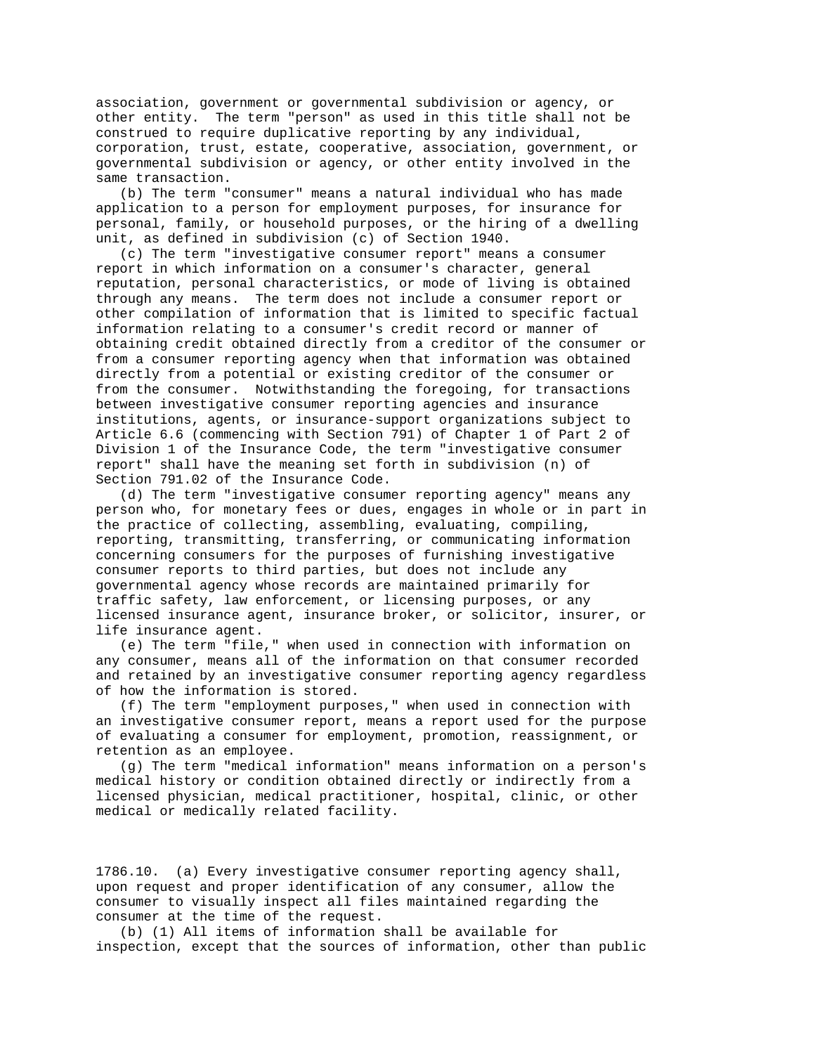association, government or governmental subdivision or agency, or other entity. The term "person" as used in this title shall not be construed to require duplicative reporting by any individual, corporation, trust, estate, cooperative, association, government, or governmental subdivision or agency, or other entity involved in the same transaction.

(b) The term "consumer" means a natural individual who has made application to a person for employment purposes, for insurance for personal, family, or household purposes, or the hiring of a dwelling unit, as defined in subdivision (c) of Section 1940.

(c) The term "investigative consumer report" means a consumer report in which information on a consumer's character, general reputation, personal characteristics, or mode of living is obtained through any means. The term does not include a consumer report or other compilation of information that is limited to specific factual information relating to a consumer's credit record or manner of obtaining credit obtained directly from a creditor of the consumer or from a consumer reporting agency when that information was obtained directly from a potential or existing creditor of the consumer or from the consumer. Notwithstanding the foregoing, for transactions between investigative consumer reporting agencies and insurance institutions, agents, or insurance-support organizations subject to Article 6.6 (commencing with Section 791) of Chapter 1 of Part 2 of Division 1 of the Insurance Code, the term "investigative consumer report" shall have the meaning set forth in subdivision (n) of Section 791.02 of the Insurance Code.

(d) The term "investigative consumer reporting agency" means any person who, for monetary fees or dues, engages in whole or in part in the practice of collecting, assembling, evaluating, compiling, reporting, transmitting, transferring, or communicating information concerning consumers for the purposes of furnishing investigative consumer reports to third parties, but does not include any governmental agency whose records are maintained primarily for traffic safety, law enforcement, or licensing purposes, or any licensed insurance agent, insurance broker, or solicitor, insurer, or life insurance agent.

(e) The term "file," when used in connection with information on any consumer, means all of the information on that consumer recorded and retained by an investigative consumer reporting agency regardless of how the information is stored.

(f) The term "employment purposes," when used in connection with an investigative consumer report, means a report used for the purpose of evaluating a consumer for employment, promotion, reassignment, or retention as an employee.

(g) The term "medical information" means information on a person's medical history or condition obtained directly or indirectly from a licensed physician, medical practitioner, hospital, clinic, or other medical or medically related facility.

1786.10. (a) Every investigative consumer reporting agency shall, upon request and proper identification of any consumer, allow the consumer to visually inspect all files maintained regarding the consumer at the time of the request.

(b) (1) All items of information shall be available for inspection, except that the sources of information, other than public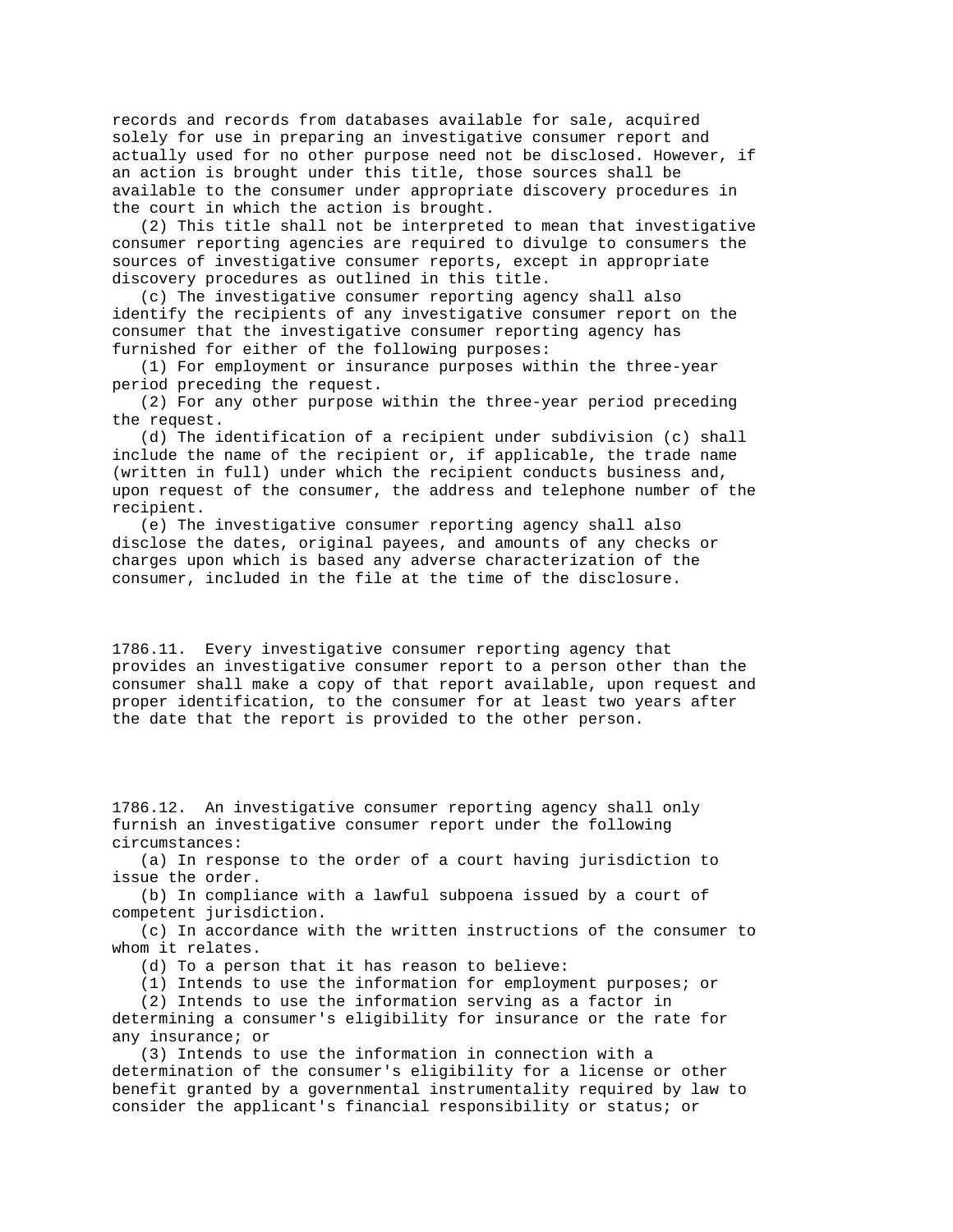records and records from databases available for sale, acquired solely for use in preparing an investigative consumer report and actually used for no other purpose need not be disclosed. However, if an action is brought under this title, those sources shall be available to the consumer under appropriate discovery procedures in the court in which the action is brought.

(2) This title shall not be interpreted to mean that investigative consumer reporting agencies are required to divulge to consumers the sources of investigative consumer reports, except in appropriate discovery procedures as outlined in this title.

(c) The investigative consumer reporting agency shall also identify the recipients of any investigative consumer report on the consumer that the investigative consumer reporting agency has furnished for either of the following purposes:

(1) For employment or insurance purposes within the three-year period preceding the request.

(2) For any other purpose within the three-year period preceding the request.

(d) The identification of a recipient under subdivision (c) shall include the name of the recipient or, if applicable, the trade name (written in full) under which the recipient conducts business and, upon request of the consumer, the address and telephone number of the recipient.

(e) The investigative consumer reporting agency shall also disclose the dates, original payees, and amounts of any checks or charges upon which is based any adverse characterization of the consumer, included in the file at the time of the disclosure.

1786.11. Every investigative consumer reporting agency that provides an investigative consumer report to a person other than the consumer shall make a copy of that report available, upon request and proper identification, to the consumer for at least two years after the date that the report is provided to the other person.

1786.12. An investigative consumer reporting agency shall only furnish an investigative consumer report under the following circumstances:

(a) In response to the order of a court having jurisdiction to issue the order.

(b) In compliance with a lawful subpoena issued by a court of competent jurisdiction.

(c) In accordance with the written instructions of the consumer to whom it relates.

(d) To a person that it has reason to believe:

(1) Intends to use the information for employment purposes; or

(2) Intends to use the information serving as a factor in determining a consumer's eligibility for insurance or the rate for any insurance; or

(3) Intends to use the information in connection with a determination of the consumer's eligibility for a license or other benefit granted by a governmental instrumentality required by law to consider the applicant's financial responsibility or status; or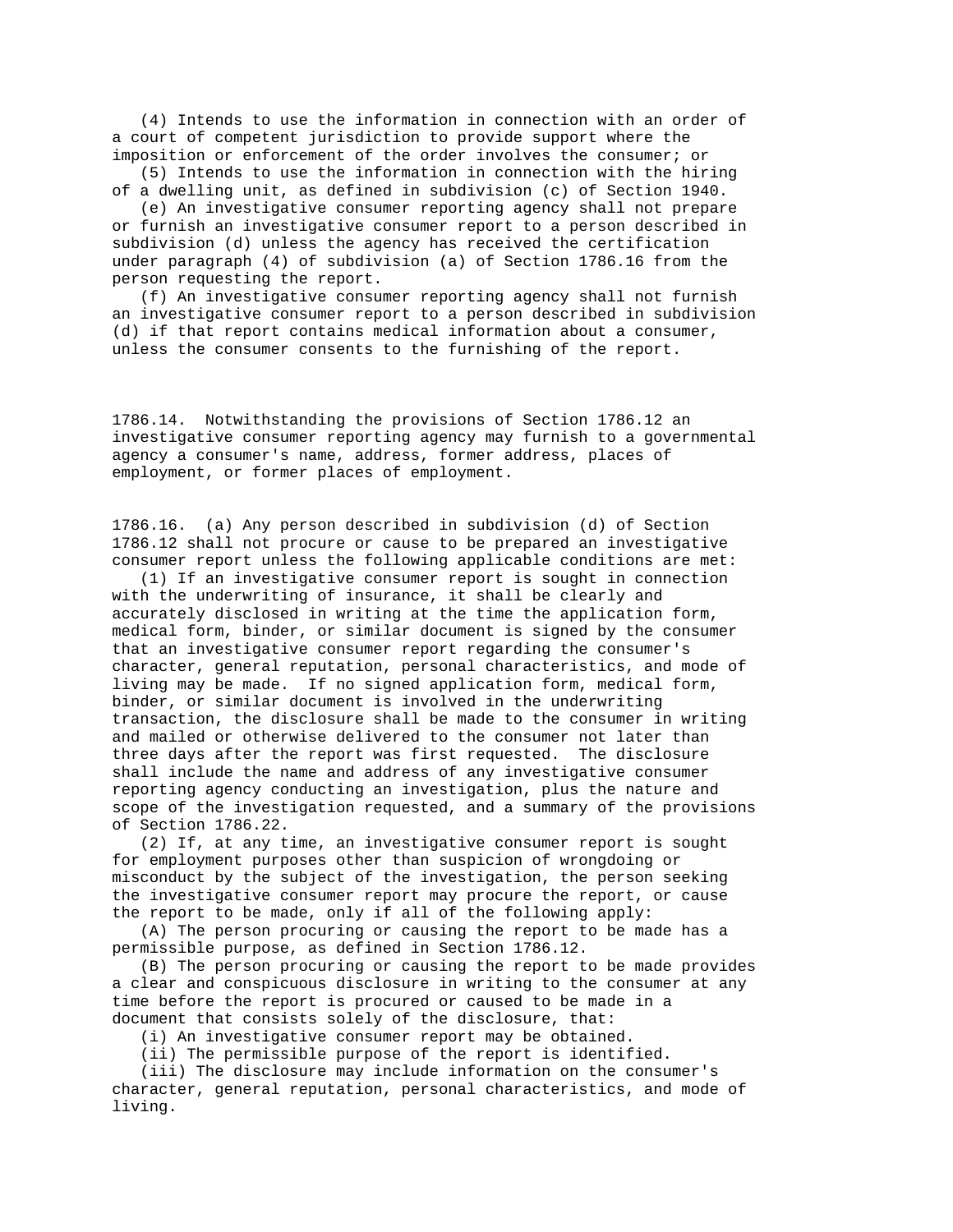(4) Intends to use the information in connection with an order of a court of competent jurisdiction to provide support where the imposition or enforcement of the order involves the consumer; or

(5) Intends to use the information in connection with the hiring of a dwelling unit, as defined in subdivision (c) of Section 1940.

(e) An investigative consumer reporting agency shall not prepare or furnish an investigative consumer report to a person described in subdivision (d) unless the agency has received the certification under paragraph (4) of subdivision (a) of Section 1786.16 from the person requesting the report.

(f) An investigative consumer reporting agency shall not furnish an investigative consumer report to a person described in subdivision (d) if that report contains medical information about a consumer, unless the consumer consents to the furnishing of the report.

1786.14. Notwithstanding the provisions of Section 1786.12 an investigative consumer reporting agency may furnish to a governmental agency a consumer's name, address, former address, places of employment, or former places of employment.

1786.16. (a) Any person described in subdivision (d) of Section 1786.12 shall not procure or cause to be prepared an investigative consumer report unless the following applicable conditions are met:

(1) If an investigative consumer report is sought in connection with the underwriting of insurance, it shall be clearly and accurately disclosed in writing at the time the application form, medical form, binder, or similar document is signed by the consumer that an investigative consumer report regarding the consumer's character, general reputation, personal characteristics, and mode of living may be made. If no signed application form, medical form, binder, or similar document is involved in the underwriting transaction, the disclosure shall be made to the consumer in writing and mailed or otherwise delivered to the consumer not later than three days after the report was first requested. The disclosure shall include the name and address of any investigative consumer reporting agency conducting an investigation, plus the nature and scope of the investigation requested, and a summary of the provisions of Section 1786.22.

(2) If, at any time, an investigative consumer report is sought for employment purposes other than suspicion of wrongdoing or misconduct by the subject of the investigation, the person seeking the investigative consumer report may procure the report, or cause the report to be made, only if all of the following apply:

(A) The person procuring or causing the report to be made has a permissible purpose, as defined in Section 1786.12.

(B) The person procuring or causing the report to be made provides a clear and conspicuous disclosure in writing to the consumer at any time before the report is procured or caused to be made in a document that consists solely of the disclosure, that:

(i) An investigative consumer report may be obtained.

(ii) The permissible purpose of the report is identified.

(iii) The disclosure may include information on the consumer's character, general reputation, personal characteristics, and mode of living.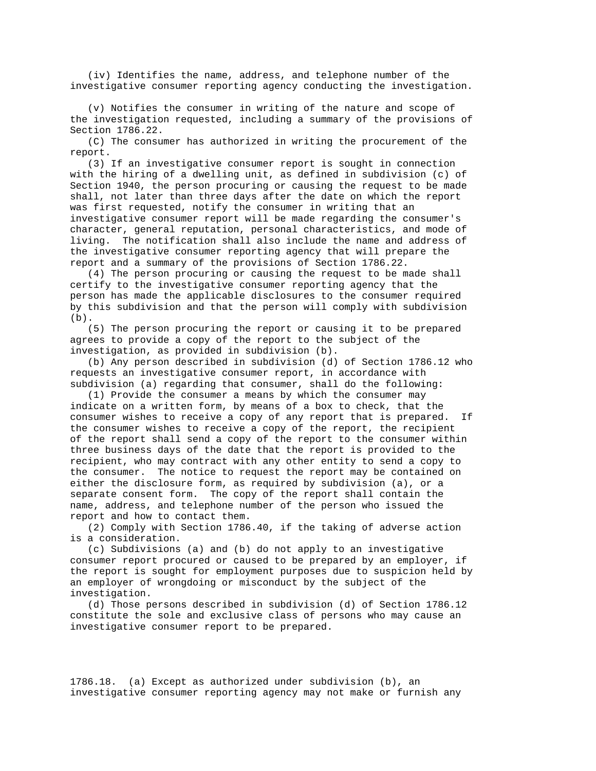(iv) Identifies the name, address, and telephone number of the investigative consumer reporting agency conducting the investigation.

(v) Notifies the consumer in writing of the nature and scope of the investigation requested, including a summary of the provisions of Section 1786.22.

(C) The consumer has authorized in writing the procurement of the report.

(3) If an investigative consumer report is sought in connection with the hiring of a dwelling unit, as defined in subdivision (c) of Section 1940, the person procuring or causing the request to be made shall, not later than three days after the date on which the report was first requested, notify the consumer in writing that an investigative consumer report will be made regarding the consumer's character, general reputation, personal characteristics, and mode of living. The notification shall also include the name and address of the investigative consumer reporting agency that will prepare the report and a summary of the provisions of Section 1786.22.

(4) The person procuring or causing the request to be made shall certify to the investigative consumer reporting agency that the person has made the applicable disclosures to the consumer required by this subdivision and that the person will comply with subdivision (b).

(5) The person procuring the report or causing it to be prepared agrees to provide a copy of the report to the subject of the investigation, as provided in subdivision (b).

(b) Any person described in subdivision (d) of Section 1786.12 who requests an investigative consumer report, in accordance with subdivision (a) regarding that consumer, shall do the following:

(1) Provide the consumer a means by which the consumer may indicate on a written form, by means of a box to check, that the consumer wishes to receive a copy of any report that is prepared. If the consumer wishes to receive a copy of the report, the recipient of the report shall send a copy of the report to the consumer within three business days of the date that the report is provided to the recipient, who may contract with any other entity to send a copy to the consumer. The notice to request the report may be contained on either the disclosure form, as required by subdivision (a), or a separate consent form. The copy of the report shall contain the name, address, and telephone number of the person who issued the report and how to contact them.

(2) Comply with Section 1786.40, if the taking of adverse action is a consideration.

(c) Subdivisions (a) and (b) do not apply to an investigative consumer report procured or caused to be prepared by an employer, if the report is sought for employment purposes due to suspicion held by an employer of wrongdoing or misconduct by the subject of the investigation.

(d) Those persons described in subdivision (d) of Section 1786.12 constitute the sole and exclusive class of persons who may cause an investigative consumer report to be prepared.

1786.18. (a) Except as authorized under subdivision (b), an investigative consumer reporting agency may not make or furnish any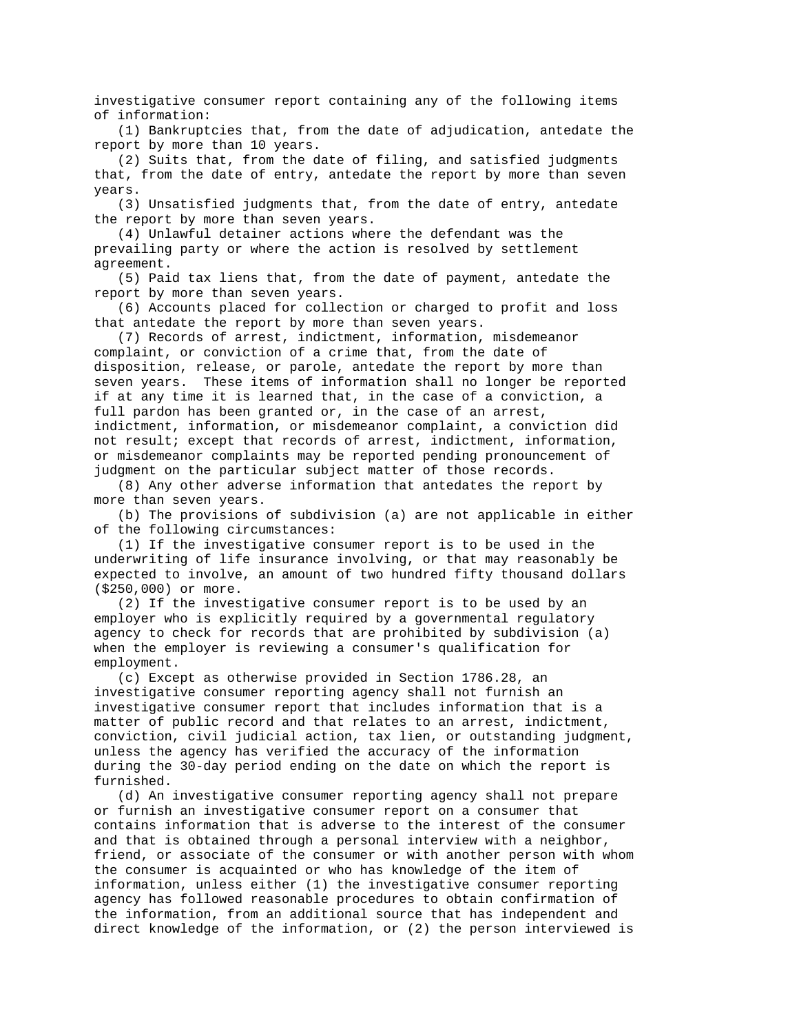investigative consumer report containing any of the following items of information:

(1) Bankruptcies that, from the date of adjudication, antedate the report by more than 10 years.

(2) Suits that, from the date of filing, and satisfied judgments that, from the date of entry, antedate the report by more than seven years.

(3) Unsatisfied judgments that, from the date of entry, antedate the report by more than seven years.

(4) Unlawful detainer actions where the defendant was the prevailing party or where the action is resolved by settlement agreement.

(5) Paid tax liens that, from the date of payment, antedate the report by more than seven years.

(6) Accounts placed for collection or charged to profit and loss that antedate the report by more than seven years.

(7) Records of arrest, indictment, information, misdemeanor complaint, or conviction of a crime that, from the date of disposition, release, or parole, antedate the report by more than seven years. These items of information shall no longer be reported if at any time it is learned that, in the case of a conviction, a full pardon has been granted or, in the case of an arrest, indictment, information, or misdemeanor complaint, a conviction did not result; except that records of arrest, indictment, information, or misdemeanor complaints may be reported pending pronouncement of judgment on the particular subject matter of those records.

(8) Any other adverse information that antedates the report by more than seven years.

(b) The provisions of subdivision (a) are not applicable in either of the following circumstances:

(1) If the investigative consumer report is to be used in the underwriting of life insurance involving, or that may reasonably be expected to involve, an amount of two hundred fifty thousand dollars ($250,000) or more.

(2) If the investigative consumer report is to be used by an employer who is explicitly required by a governmental regulatory agency to check for records that are prohibited by subdivision (a) when the employer is reviewing a consumer's qualification for employment.

(c) Except as otherwise provided in Section 1786.28, an investigative consumer reporting agency shall not furnish an investigative consumer report that includes information that is a matter of public record and that relates to an arrest, indictment, conviction, civil judicial action, tax lien, or outstanding judgment, unless the agency has verified the accuracy of the information during the 30-day period ending on the date on which the report is furnished.

(d) An investigative consumer reporting agency shall not prepare or furnish an investigative consumer report on a consumer that contains information that is adverse to the interest of the consumer and that is obtained through a personal interview with a neighbor, friend, or associate of the consumer or with another person with whom the consumer is acquainted or who has knowledge of the item of information, unless either (1) the investigative consumer reporting agency has followed reasonable procedures to obtain confirmation of the information, from an additional source that has independent and direct knowledge of the information, or (2) the person interviewed is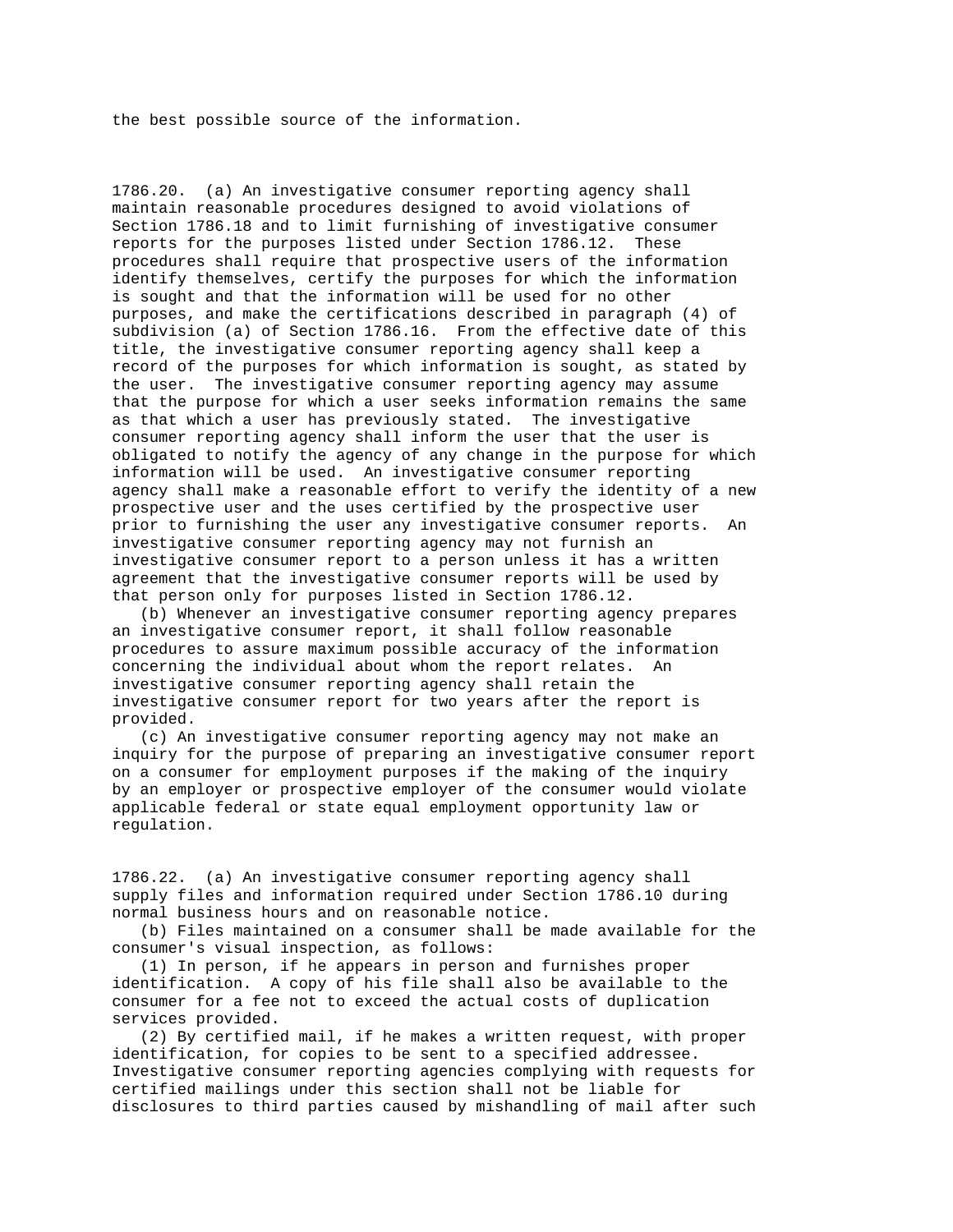the best possible source of the information.

1786.20. (a) An investigative consumer reporting agency shall maintain reasonable procedures designed to avoid violations of Section 1786.18 and to limit furnishing of investigative consumer reports for the purposes listed under Section 1786.12. These procedures shall require that prospective users of the information identify themselves, certify the purposes for which the information is sought and that the information will be used for no other purposes, and make the certifications described in paragraph (4) of subdivision (a) of Section 1786.16. From the effective date of this title, the investigative consumer reporting agency shall keep a record of the purposes for which information is sought, as stated by the user. The investigative consumer reporting agency may assume that the purpose for which a user seeks information remains the same as that which a user has previously stated. The investigative consumer reporting agency shall inform the user that the user is obligated to notify the agency of any change in the purpose for which information will be used. An investigative consumer reporting agency shall make a reasonable effort to verify the identity of a new prospective user and the uses certified by the prospective user prior to furnishing the user any investigative consumer reports. An investigative consumer reporting agency may not furnish an investigative consumer report to a person unless it has a written agreement that the investigative consumer reports will be used by that person only for purposes listed in Section 1786.12.

(b) Whenever an investigative consumer reporting agency prepares an investigative consumer report, it shall follow reasonable procedures to assure maximum possible accuracy of the information concerning the individual about whom the report relates. An investigative consumer reporting agency shall retain the investigative consumer report for two years after the report is provided.

(c) An investigative consumer reporting agency may not make an inquiry for the purpose of preparing an investigative consumer report on a consumer for employment purposes if the making of the inquiry by an employer or prospective employer of the consumer would violate applicable federal or state equal employment opportunity law or regulation.

1786.22. (a) An investigative consumer reporting agency shall supply files and information required under Section 1786.10 during normal business hours and on reasonable notice.

(b) Files maintained on a consumer shall be made available for the consumer's visual inspection, as follows:

(1) In person, if he appears in person and furnishes proper identification. A copy of his file shall also be available to the consumer for a fee not to exceed the actual costs of duplication services provided.

(2) By certified mail, if he makes a written request, with proper identification, for copies to be sent to a specified addressee. Investigative consumer reporting agencies complying with requests for certified mailings under this section shall not be liable for disclosures to third parties caused by mishandling of mail after such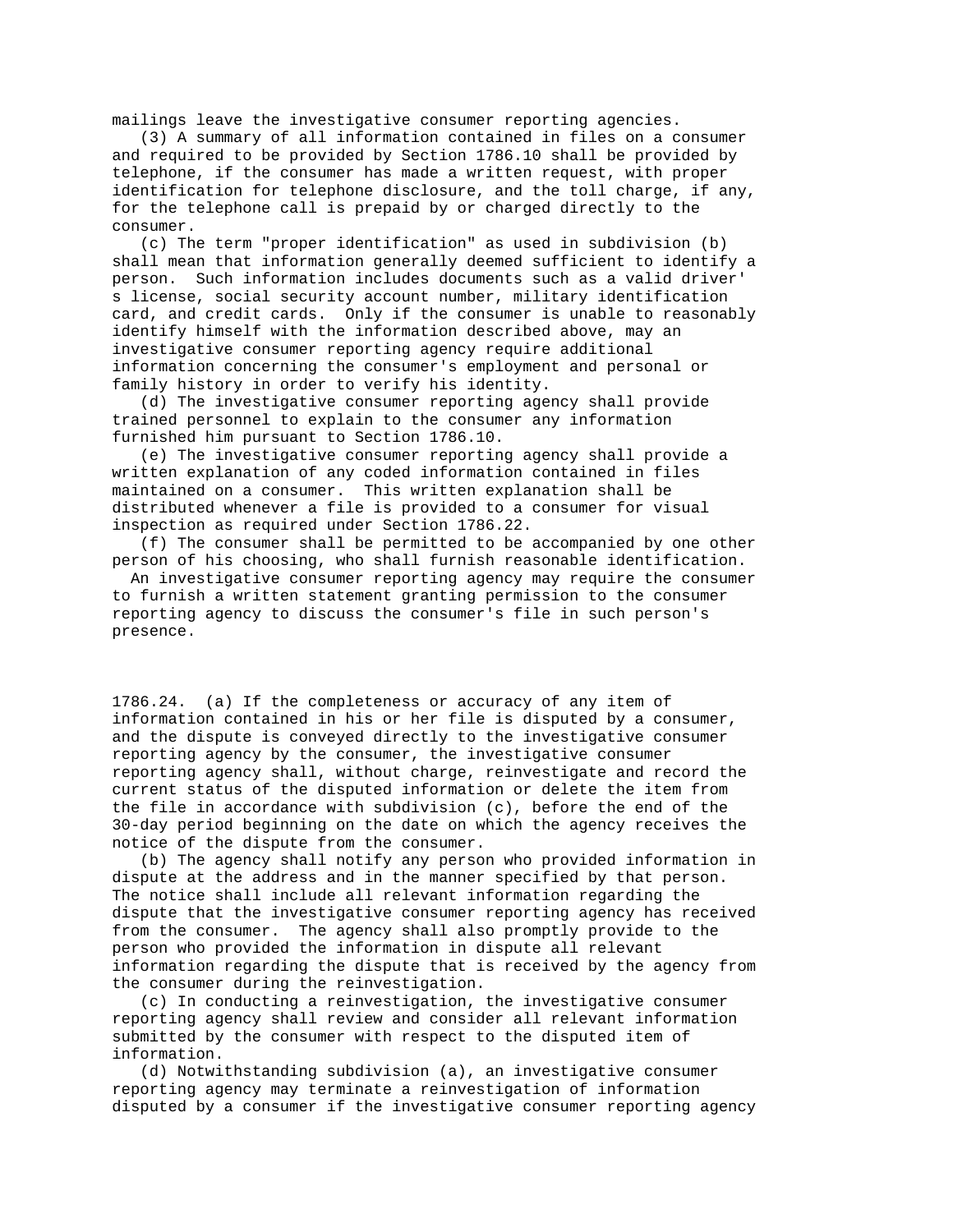mailings leave the investigative consumer reporting agencies.

(3) A summary of all information contained in files on a consumer and required to be provided by Section 1786.10 shall be provided by telephone, if the consumer has made a written request, with proper identification for telephone disclosure, and the toll charge, if any, for the telephone call is prepaid by or charged directly to the consumer.

(c) The term "proper identification" as used in subdivision (b) shall mean that information generally deemed sufficient to identify a person. Such information includes documents such as a valid driver's license, social security account number, military identification card, and credit cards. Only if the consumer is unable to reasonably identify himself with the information described above, may an investigative consumer reporting agency require additional information concerning the consumer's employment and personal or family history in order to verify his identity.

(d) The investigative consumer reporting agency shall provide trained personnel to explain to the consumer any information furnished him pursuant to Section 1786.10.

(e) The investigative consumer reporting agency shall provide a written explanation of any coded information contained in files maintained on a consumer. This written explanation shall be distributed whenever a file is provided to a consumer for visual inspection as required under Section 1786.22.

(f) The consumer shall be permitted to be accompanied by one other person of his choosing, who shall furnish reasonable identification. An investigative consumer reporting agency may require the consumer to furnish a written statement granting permission to the consumer reporting agency to discuss the consumer's file in such person's presence.

1786.24. (a) If the completeness or accuracy of any item of information contained in his or her file is disputed by a consumer, and the dispute is conveyed directly to the investigative consumer reporting agency by the consumer, the investigative consumer reporting agency shall, without charge, reinvestigate and record the current status of the disputed information or delete the item from the file in accordance with subdivision (c), before the end of the 30-day period beginning on the date on which the agency receives the notice of the dispute from the consumer.

(b) The agency shall notify any person who provided information in dispute at the address and in the manner specified by that person. The notice shall include all relevant information regarding the dispute that the investigative consumer reporting agency has received from the consumer. The agency shall also promptly provide to the person who provided the information in dispute all relevant information regarding the dispute that is received by the agency from the consumer during the reinvestigation.

(c) In conducting a reinvestigation, the investigative consumer reporting agency shall review and consider all relevant information submitted by the consumer with respect to the disputed item of information.

(d) Notwithstanding subdivision (a), an investigative consumer reporting agency may terminate a reinvestigation of information disputed by a consumer if the investigative consumer reporting agency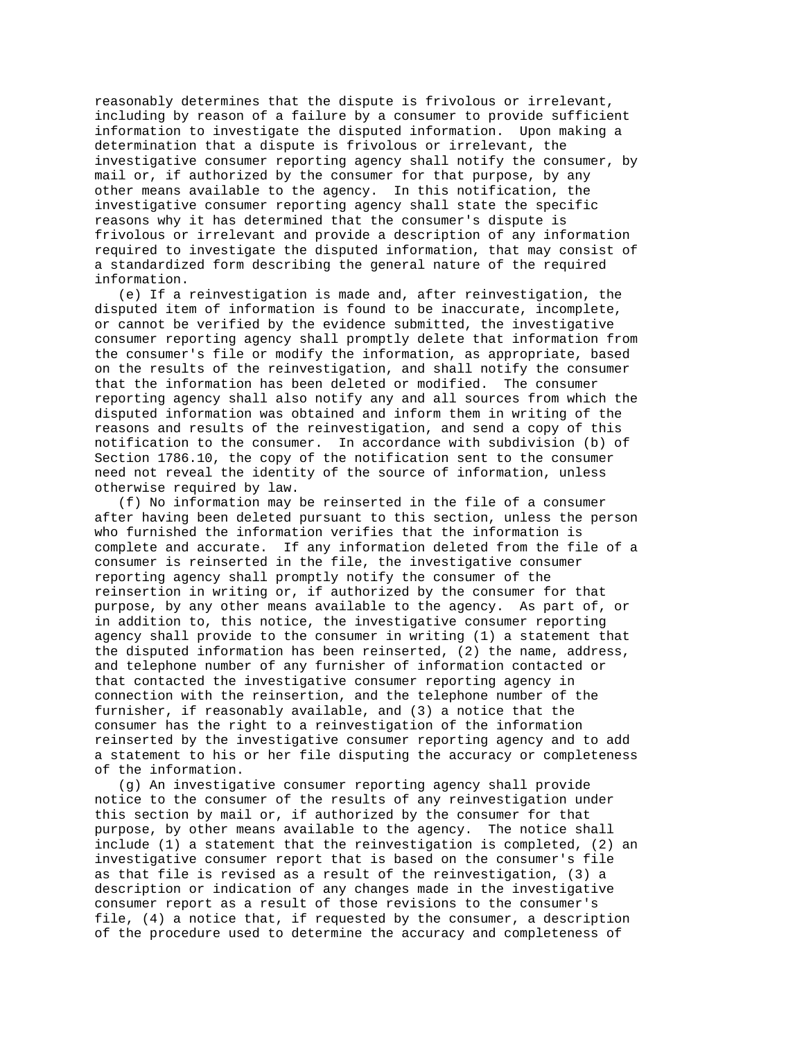reasonably determines that the dispute is frivolous or irrelevant, including by reason of a failure by a consumer to provide sufficient information to investigate the disputed information. Upon making a determination that a dispute is frivolous or irrelevant, the investigative consumer reporting agency shall notify the consumer, by mail or, if authorized by the consumer for that purpose, by any other means available to the agency. In this notification, the investigative consumer reporting agency shall state the specific reasons why it has determined that the consumer's dispute is frivolous or irrelevant and provide a description of any information required to investigate the disputed information, that may consist of a standardized form describing the general nature of the required information.

(e) If a reinvestigation is made and, after reinvestigation, the disputed item of information is found to be inaccurate, incomplete, or cannot be verified by the evidence submitted, the investigative consumer reporting agency shall promptly delete that information from the consumer's file or modify the information, as appropriate, based on the results of the reinvestigation, and shall notify the consumer that the information has been deleted or modified. The consumer reporting agency shall also notify any and all sources from which the disputed information was obtained and inform them in writing of the reasons and results of the reinvestigation, and send a copy of this notification to the consumer. In accordance with subdivision (b) of Section 1786.10, the copy of the notification sent to the consumer need not reveal the identity of the source of information, unless otherwise required by law.

(f) No information may be reinserted in the file of a consumer after having been deleted pursuant to this section, unless the person who furnished the information verifies that the information is complete and accurate. If any information deleted from the file of a consumer is reinserted in the file, the investigative consumer reporting agency shall promptly notify the consumer of the reinsertion in writing or, if authorized by the consumer for that purpose, by any other means available to the agency. As part of, or in addition to, this notice, the investigative consumer reporting agency shall provide to the consumer in writing (1) a statement that the disputed information has been reinserted, (2) the name, address, and telephone number of any furnisher of information contacted or that contacted the investigative consumer reporting agency in connection with the reinsertion, and the telephone number of the furnisher, if reasonably available, and (3) a notice that the consumer has the right to a reinvestigation of the information reinserted by the investigative consumer reporting agency and to add a statement to his or her file disputing the accuracy or completeness of the information.

(g) An investigative consumer reporting agency shall provide notice to the consumer of the results of any reinvestigation under this section by mail or, if authorized by the consumer for that purpose, by other means available to the agency. The notice shall include (1) a statement that the reinvestigation is completed, (2) an investigative consumer report that is based on the consumer's file as that file is revised as a result of the reinvestigation, (3) a description or indication of any changes made in the investigative consumer report as a result of those revisions to the consumer's file, (4) a notice that, if requested by the consumer, a description of the procedure used to determine the accuracy and completeness of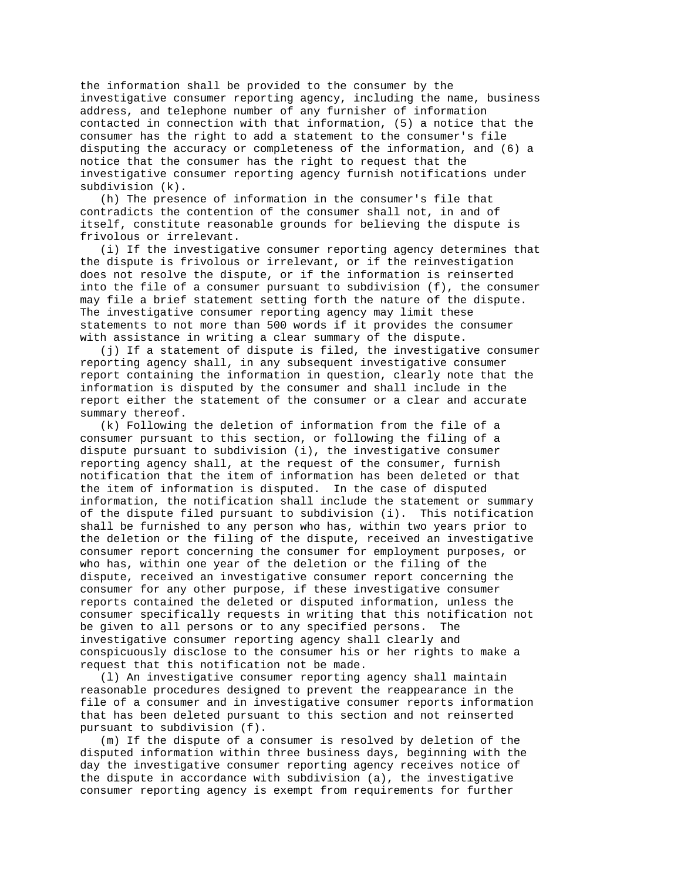the information shall be provided to the consumer by the investigative consumer reporting agency, including the name, business address, and telephone number of any furnisher of information contacted in connection with that information, (5) a notice that the consumer has the right to add a statement to the consumer's file disputing the accuracy or completeness of the information, and (6) a notice that the consumer has the right to request that the investigative consumer reporting agency furnish notifications under subdivision (k).

(h) The presence of information in the consumer's file that contradicts the contention of the consumer shall not, in and of itself, constitute reasonable grounds for believing the dispute is frivolous or irrelevant.

(i) If the investigative consumer reporting agency determines that the dispute is frivolous or irrelevant, or if the reinvestigation does not resolve the dispute, or if the information is reinserted into the file of a consumer pursuant to subdivision (f), the consumer may file a brief statement setting forth the nature of the dispute. The investigative consumer reporting agency may limit these statements to not more than 500 words if it provides the consumer with assistance in writing a clear summary of the dispute.

(j) If a statement of dispute is filed, the investigative consumer reporting agency shall, in any subsequent investigative consumer report containing the information in question, clearly note that the information is disputed by the consumer and shall include in the report either the statement of the consumer or a clear and accurate summary thereof.

(k) Following the deletion of information from the file of a consumer pursuant to this section, or following the filing of a dispute pursuant to subdivision (i), the investigative consumer reporting agency shall, at the request of the consumer, furnish notification that the item of information has been deleted or that the item of information is disputed. In the case of disputed information, the notification shall include the statement or summary of the dispute filed pursuant to subdivision (i). This notification shall be furnished to any person who has, within two years prior to the deletion or the filing of the dispute, received an investigative consumer report concerning the consumer for employment purposes, or who has, within one year of the deletion or the filing of the dispute, received an investigative consumer report concerning the consumer for any other purpose, if these investigative consumer reports contained the deleted or disputed information, unless the consumer specifically requests in writing that this notification not be given to all persons or to any specified persons. The investigative consumer reporting agency shall clearly and conspicuously disclose to the consumer his or her rights to make a request that this notification not be made.

(l) An investigative consumer reporting agency shall maintain reasonable procedures designed to prevent the reappearance in the file of a consumer and in investigative consumer reports information that has been deleted pursuant to this section and not reinserted pursuant to subdivision (f).

(m) If the dispute of a consumer is resolved by deletion of the disputed information within three business days, beginning with the day the investigative consumer reporting agency receives notice of the dispute in accordance with subdivision (a), the investigative consumer reporting agency is exempt from requirements for further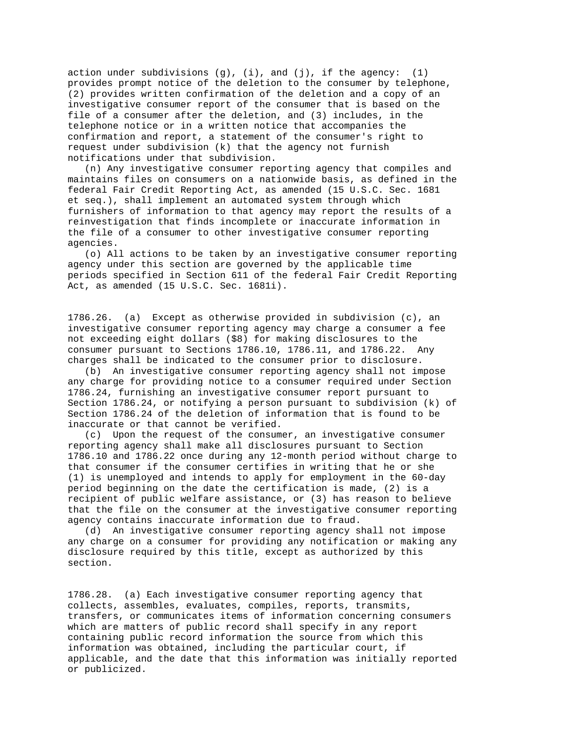action under subdivisions (g), (i), and (j), if the agency: (1) provides prompt notice of the deletion to the consumer by telephone, (2) provides written confirmation of the deletion and a copy of an investigative consumer report of the consumer that is based on the file of a consumer after the deletion, and (3) includes, in the telephone notice or in a written notice that accompanies the confirmation and report, a statement of the consumer's right to request under subdivision (k) that the agency not furnish notifications under that subdivision.

(n) Any investigative consumer reporting agency that compiles and maintains files on consumers on a nationwide basis, as defined in the federal Fair Credit Reporting Act, as amended (15 U.S.C. Sec. 1681 et seq.), shall implement an automated system through which furnishers of information to that agency may report the results of a reinvestigation that finds incomplete or inaccurate information in the file of a consumer to other investigative consumer reporting agencies.

(o) All actions to be taken by an investigative consumer reporting agency under this section are governed by the applicable time periods specified in Section 611 of the federal Fair Credit Reporting Act, as amended (15 U.S.C. Sec. 1681i).

1786.26. (a) Except as otherwise provided in subdivision (c), an investigative consumer reporting agency may charge a consumer a fee not exceeding eight dollars ($8) for making disclosures to the consumer pursuant to Sections 1786.10, 1786.11, and 1786.22. Any charges shall be indicated to the consumer prior to disclosure.

(b) An investigative consumer reporting agency shall not impose any charge for providing notice to a consumer required under Section 1786.24, furnishing an investigative consumer report pursuant to Section 1786.24, or notifying a person pursuant to subdivision (k) of Section 1786.24 of the deletion of information that is found to be inaccurate or that cannot be verified.

(c) Upon the request of the consumer, an investigative consumer reporting agency shall make all disclosures pursuant to Section 1786.10 and 1786.22 once during any 12-month period without charge to that consumer if the consumer certifies in writing that he or she (1) is unemployed and intends to apply for employment in the 60-day period beginning on the date the certification is made, (2) is a recipient of public welfare assistance, or (3) has reason to believe that the file on the consumer at the investigative consumer reporting agency contains inaccurate information due to fraud.

(d) An investigative consumer reporting agency shall not impose any charge on a consumer for providing any notification or making any disclosure required by this title, except as authorized by this section.

1786.28. (a) Each investigative consumer reporting agency that collects, assembles, evaluates, compiles, reports, transmits, transfers, or communicates items of information concerning consumers which are matters of public record shall specify in any report containing public record information the source from which this information was obtained, including the particular court, if applicable, and the date that this information was initially reported or publicized.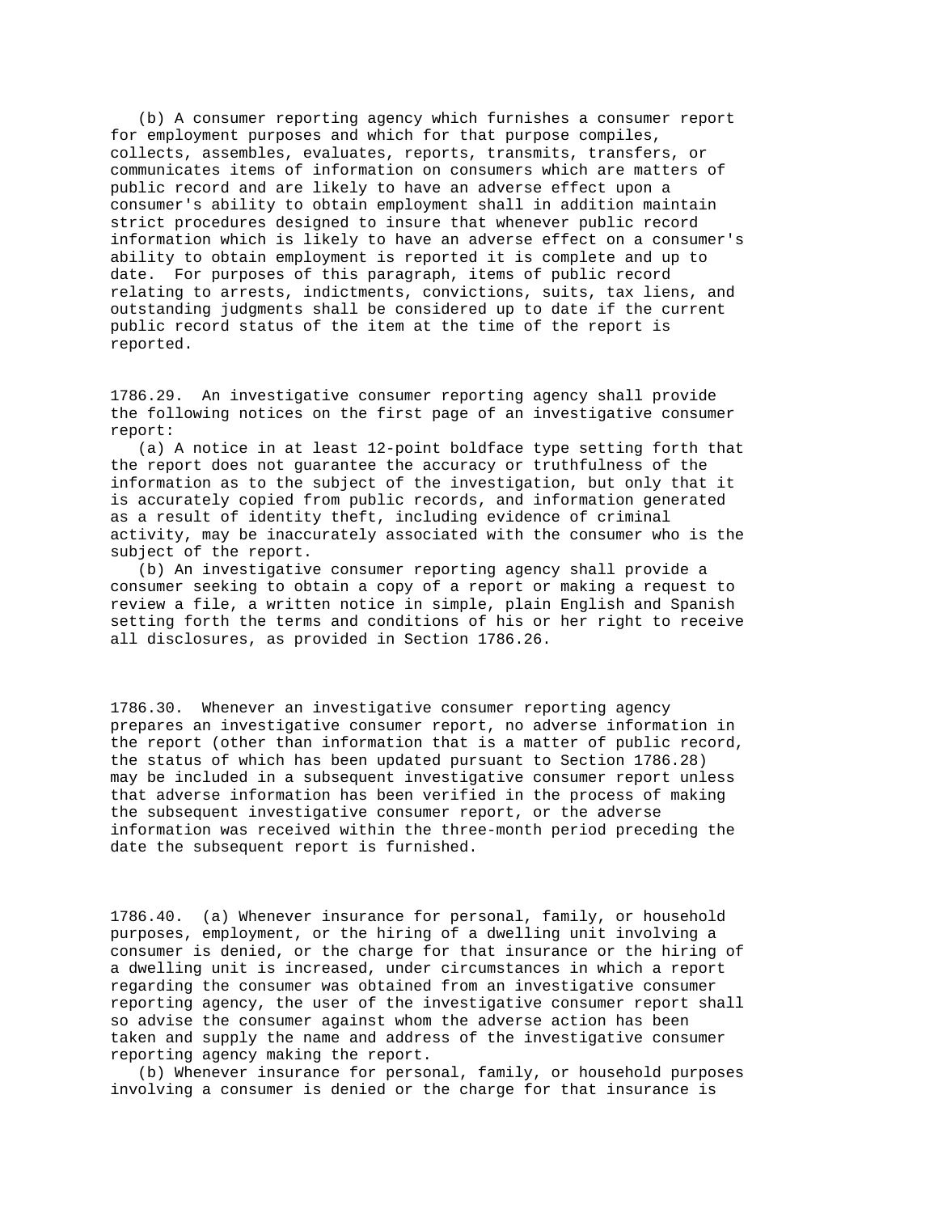(b) A consumer reporting agency which furnishes a consumer report for employment purposes and which for that purpose compiles, collects, assembles, evaluates, reports, transmits, transfers, or communicates items of information on consumers which are matters of public record and are likely to have an adverse effect upon a consumer's ability to obtain employment shall in addition maintain strict procedures designed to insure that whenever public record information which is likely to have an adverse effect on a consumer's ability to obtain employment is reported it is complete and up to date. For purposes of this paragraph, items of public record relating to arrests, indictments, convictions, suits, tax liens, and outstanding judgments shall be considered up to date if the current public record status of the item at the time of the report is reported.

1786.29. An investigative consumer reporting agency shall provide the following notices on the first page of an investigative consumer report:

(a) A notice in at least 12-point boldface type setting forth that the report does not guarantee the accuracy or truthfulness of the information as to the subject of the investigation, but only that it is accurately copied from public records, and information generated as a result of identity theft, including evidence of criminal activity, may be inaccurately associated with the consumer who is the subject of the report.

(b) An investigative consumer reporting agency shall provide a consumer seeking to obtain a copy of a report or making a request to review a file, a written notice in simple, plain English and Spanish setting forth the terms and conditions of his or her right to receive all disclosures, as provided in Section 1786.26.

1786.30. Whenever an investigative consumer reporting agency prepares an investigative consumer report, no adverse information in the report (other than information that is a matter of public record, the status of which has been updated pursuant to Section 1786.28) may be included in a subsequent investigative consumer report unless that adverse information has been verified in the process of making the subsequent investigative consumer report, or the adverse information was received within the three-month period preceding the date the subsequent report is furnished.

1786.40. (a) Whenever insurance for personal, family, or household purposes, employment, or the hiring of a dwelling unit involving a consumer is denied, or the charge for that insurance or the hiring of a dwelling unit is increased, under circumstances in which a report regarding the consumer was obtained from an investigative consumer reporting agency, the user of the investigative consumer report shall so advise the consumer against whom the adverse action has been taken and supply the name and address of the investigative consumer reporting agency making the report.

(b) Whenever insurance for personal, family, or household purposes involving a consumer is denied or the charge for that insurance is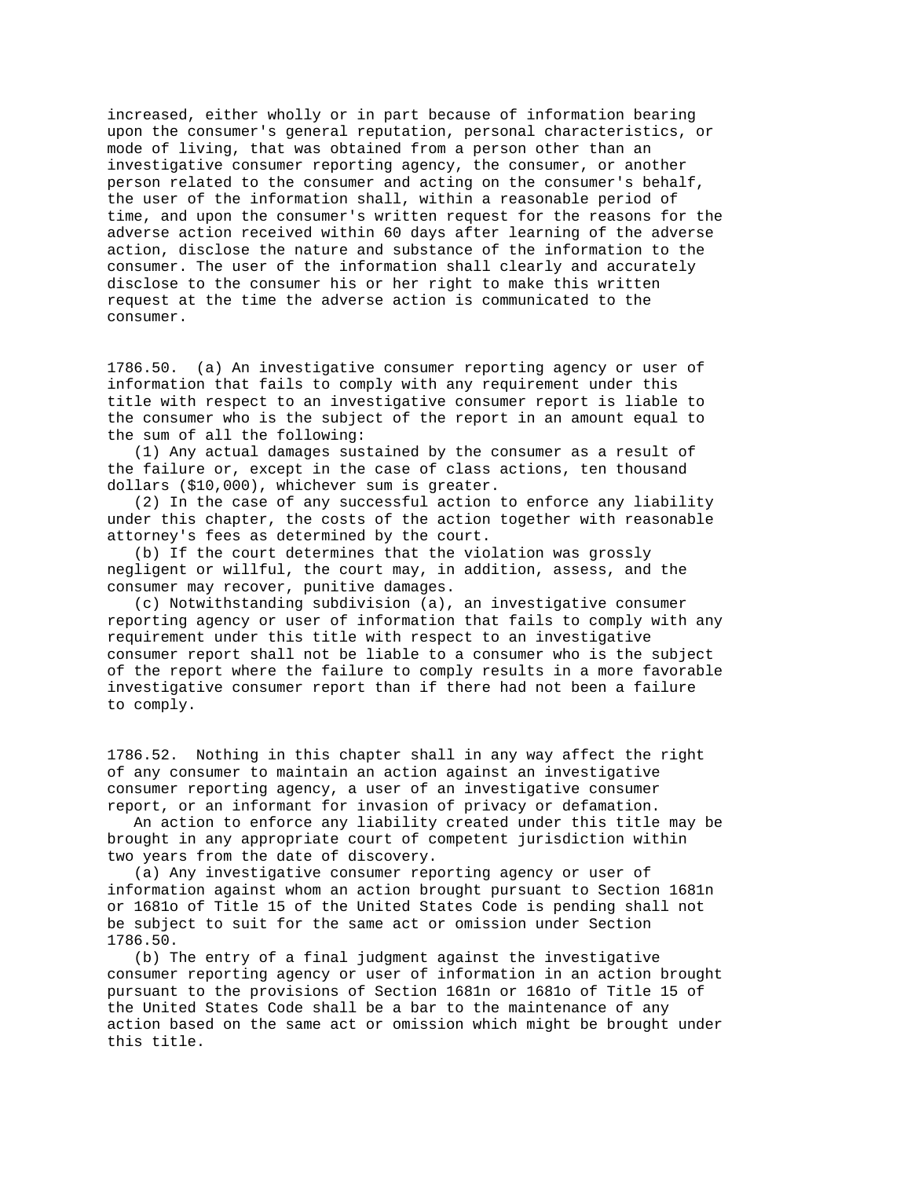increased, either wholly or in part because of information bearing upon the consumer's general reputation, personal characteristics, or mode of living, that was obtained from a person other than an investigative consumer reporting agency, the consumer, or another person related to the consumer and acting on the consumer's behalf, the user of the information shall, within a reasonable period of time, and upon the consumer's written request for the reasons for the adverse action received within 60 days after learning of the adverse action, disclose the nature and substance of the information to the consumer. The user of the information shall clearly and accurately disclose to the consumer his or her right to make this written request at the time the adverse action is communicated to the consumer.

1786.50. (a) An investigative consumer reporting agency or user of information that fails to comply with any requirement under this title with respect to an investigative consumer report is liable to the consumer who is the subject of the report in an amount equal to the sum of all the following:

(1) Any actual damages sustained by the consumer as a result of the failure or, except in the case of class actions, ten thousand dollars ($10,000), whichever sum is greater.

(2) In the case of any successful action to enforce any liability under this chapter, the costs of the action together with reasonable attorney's fees as determined by the court.

(b) If the court determines that the violation was grossly negligent or willful, the court may, in addition, assess, and the consumer may recover, punitive damages.

(c) Notwithstanding subdivision (a), an investigative consumer reporting agency or user of information that fails to comply with any requirement under this title with respect to an investigative consumer report shall not be liable to a consumer who is the subject of the report where the failure to comply results in a more favorable investigative consumer report than if there had not been a failure to comply.

1786.52. Nothing in this chapter shall in any way affect the right of any consumer to maintain an action against an investigative consumer reporting agency, a user of an investigative consumer report, or an informant for invasion of privacy or defamation.

An action to enforce any liability created under this title may be brought in any appropriate court of competent jurisdiction within two years from the date of discovery.

(a) Any investigative consumer reporting agency or user of information against whom an action brought pursuant to Section 1681n or 1681o of Title 15 of the United States Code is pending shall not be subject to suit for the same act or omission under Section 1786.50.

(b) The entry of a final judgment against the investigative consumer reporting agency or user of information in an action brought pursuant to the provisions of Section 1681n or 1681o of Title 15 of the United States Code shall be a bar to the maintenance of any action based on the same act or omission which might be brought under this title.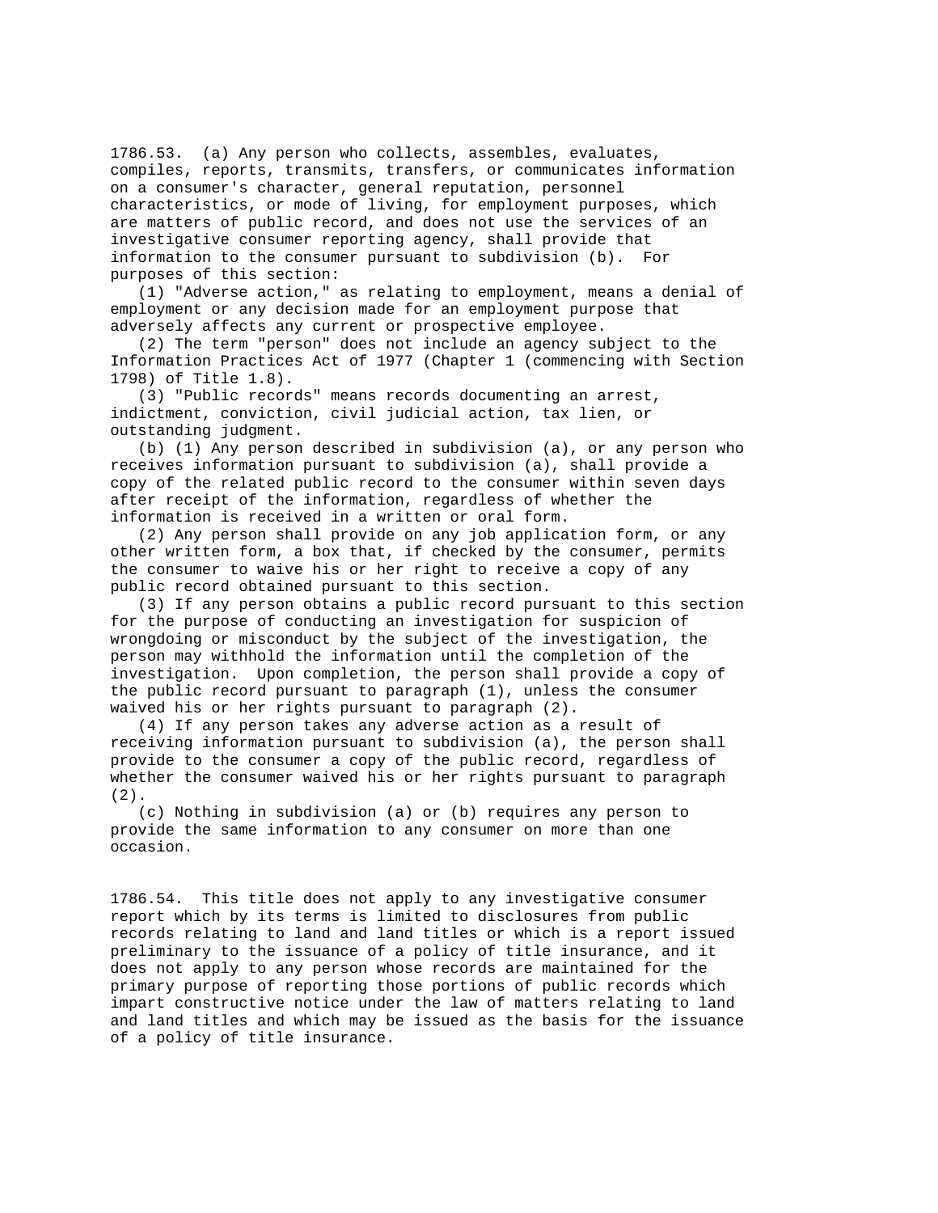1786.53. (a) Any person who collects, assembles, evaluates, compiles, reports, transmits, transfers, or communicates information on a consumer's character, general reputation, personnel characteristics, or mode of living, for employment purposes, which are matters of public record, and does not use the services of an investigative consumer reporting agency, shall provide that information to the consumer pursuant to subdivision (b). For purposes of this section:

(1) "Adverse action," as relating to employment, means a denial of employment or any decision made for an employment purpose that adversely affects any current or prospective employee.

(2) The term "person" does not include an agency subject to the Information Practices Act of 1977 (Chapter 1 (commencing with Section 1798) of Title 1.8).

(3) "Public records" means records documenting an arrest, indictment, conviction, civil judicial action, tax lien, or outstanding judgment.

(b) (1) Any person described in subdivision (a), or any person who receives information pursuant to subdivision (a), shall provide a copy of the related public record to the consumer within seven days after receipt of the information, regardless of whether the information is received in a written or oral form.

(2) Any person shall provide on any job application form, or any other written form, a box that, if checked by the consumer, permits the consumer to waive his or her right to receive a copy of any public record obtained pursuant to this section.

(3) If any person obtains a public record pursuant to this section for the purpose of conducting an investigation for suspicion of wrongdoing or misconduct by the subject of the investigation, the person may withhold the information until the completion of the investigation. Upon completion, the person shall provide a copy of the public record pursuant to paragraph (1), unless the consumer waived his or her rights pursuant to paragraph (2).

(4) If any person takes any adverse action as a result of receiving information pursuant to subdivision (a), the person shall provide to the consumer a copy of the public record, regardless of whether the consumer waived his or her rights pursuant to paragraph (2).

(c) Nothing in subdivision (a) or (b) requires any person to provide the same information to any consumer on more than one occasion.

1786.54. This title does not apply to any investigative consumer report which by its terms is limited to disclosures from public records relating to land and land titles or which is a report issued preliminary to the issuance of a policy of title insurance, and it does not apply to any person whose records are maintained for the primary purpose of reporting those portions of public records which impart constructive notice under the law of matters relating to land and land titles and which may be issued as the basis for the issuance of a policy of title insurance.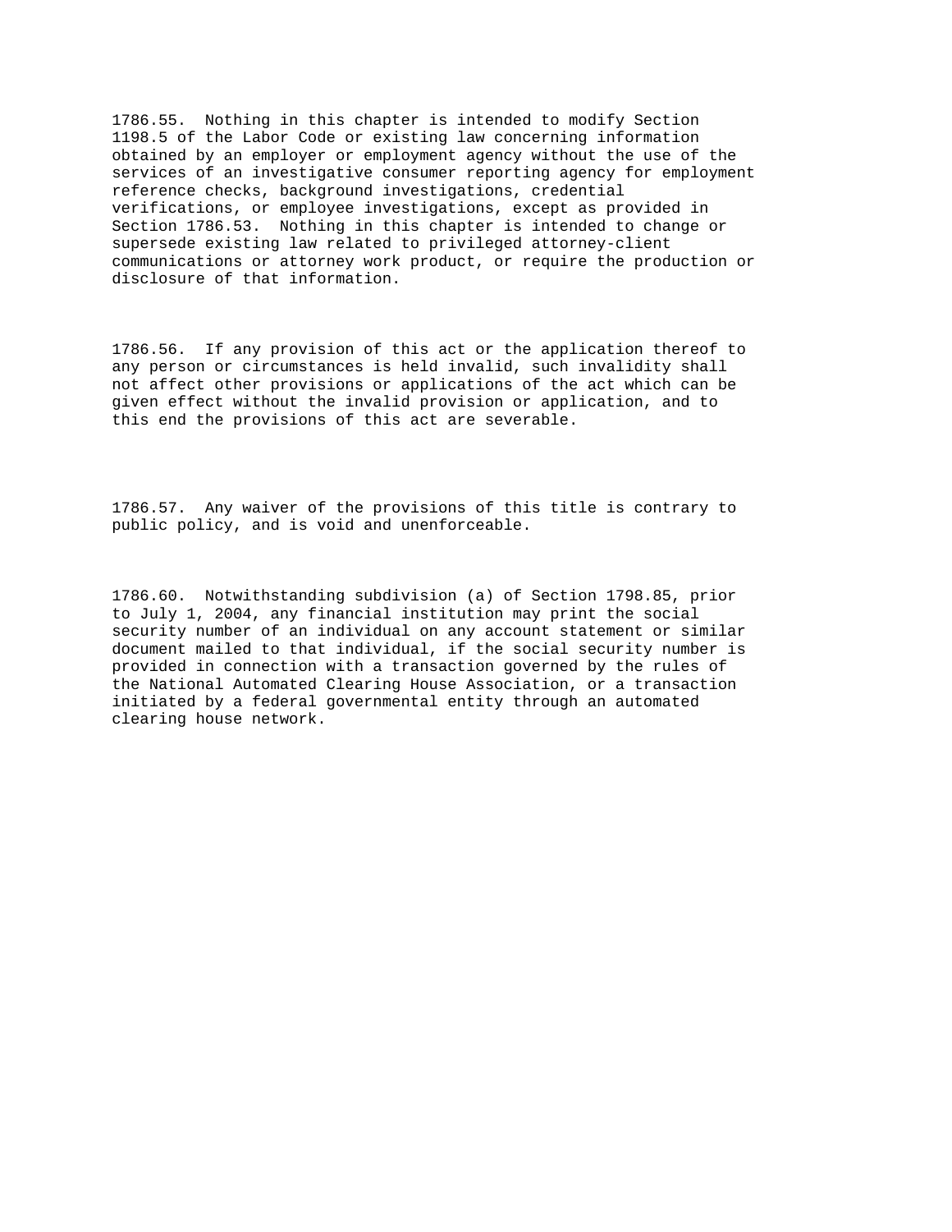1786.55. Nothing in this chapter is intended to modify Section 1198.5 of the Labor Code or existing law concerning information obtained by an employer or employment agency without the use of the services of an investigative consumer reporting agency for employment reference checks, background investigations, credential verifications, or employee investigations, except as provided in Section 1786.53. Nothing in this chapter is intended to change or supersede existing law related to privileged attorney-client communications or attorney work product, or require the production or disclosure of that information.

1786.56. If any provision of this act or the application thereof to any person or circumstances is held invalid, such invalidity shall not affect other provisions or applications of the act which can be given effect without the invalid provision or application, and to this end the provisions of this act are severable.

1786.57. Any waiver of the provisions of this title is contrary to public policy, and is void and unenforceable.

1786.60. Notwithstanding subdivision (a) of Section 1798.85, prior to July 1, 2004, any financial institution may print the social security number of an individual on any account statement or similar document mailed to that individual, if the social security number is provided in connection with a transaction governed by the rules of the National Automated Clearing House Association, or a transaction initiated by a federal governmental entity through an automated clearing house network.